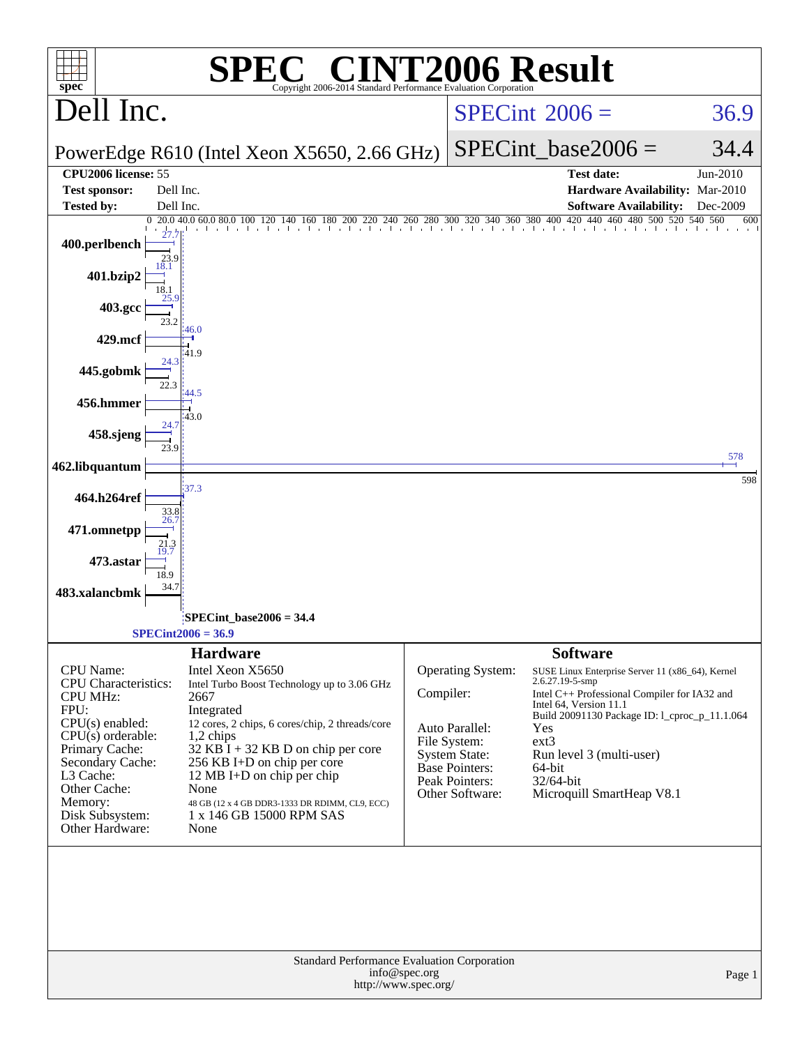# SPEC CINT2006 Result

Copyright 2006-2014 Standard Performance Evaluation Corporation

## Dell Inc.

PowerEdge R610 (Intel Xeon X5650, 2.66 GHz)

SPECint 2006 = 36.9

SPECint_base2006 = 34.4

| | | | |
|---|---|---|---|
| **CPU2006 license:** 55 | | **Test date:** | Jun-2010 |
| **Test sponsor:** | Dell Inc. | **Hardware Availability:** | Mar-2010 |
| **Tested by:** | Dell Inc. | **Software Availability:** | Dec-2009 |

| Benchmark | Peak | Base |
|---|---|---|
| 400.perlbench | 27.7 | 23.9 |
| 401.bzip2 | 18.1 | 18.1 |
| 403.gcc | 25.9 | 23.2 |
| 429.mcf | 46.0 | 41.9 |
| 445.gobmk | 24.3 | 22.3 |
| 456.hmmer | 44.5 | 43.0 |
| 458.sjeng | 24.7 | 23.9 |
| 462.libquantum | 578 | 598 |
| 464.h264ref | 37.3 | 33.8 |
| 471.omnetpp | 26.7 | 21.3 |
| 473.astar | 19.7 | 18.9 |
| 483.xalancbmk | 34.7 | |

SPECint_base2006 = 34.4

SPECint2006 = 36.9

### Hardware

| | |
|---|---|
| CPU Name: | Intel Xeon X5650 |
| CPU Characteristics: | Intel Turbo Boost Technology up to 3.06 GHz |
| CPU MHz: | 2667 |
| FPU: | Integrated |
| CPU(s) enabled: | 12 cores, 2 chips, 6 cores/chip, 2 threads/core |
| CPU(s) orderable: | 1,2 chips |
| Primary Cache: | 32 KB I + 32 KB D on chip per core |
| Secondary Cache: | 256 KB I+D on chip per core |
| L3 Cache: | 12 MB I+D on chip per chip |
| Other Cache: | None |
| Memory: | 48 GB (12 x 4 GB DDR3-1333 DR RDIMM, CL9, ECC) |
| Disk Subsystem: | 1 x 146 GB 15000 RPM SAS |
| Other Hardware: | None |

### Software

| | |
|---|---|
| Operating System: | SUSE Linux Enterprise Server 11 (x86_64), Kernel 2.6.27.19-5-smp |
| Compiler: | Intel C++ Professional Compiler for IA32 and Intel 64, Version 11.1 Build 20091130 Package ID: l_cproc_p_11.1.064 |
| Auto Parallel: | Yes |
| File System: | ext3 |
| System State: | Run level 3 (multi-user) |
| Base Pointers: | 64-bit |
| Peak Pointers: | 32/64-bit |
| Other Software: | Microquill SmartHeap V8.1 |

Standard Performance Evaluation Corporation
info@spec.org
http://www.spec.org/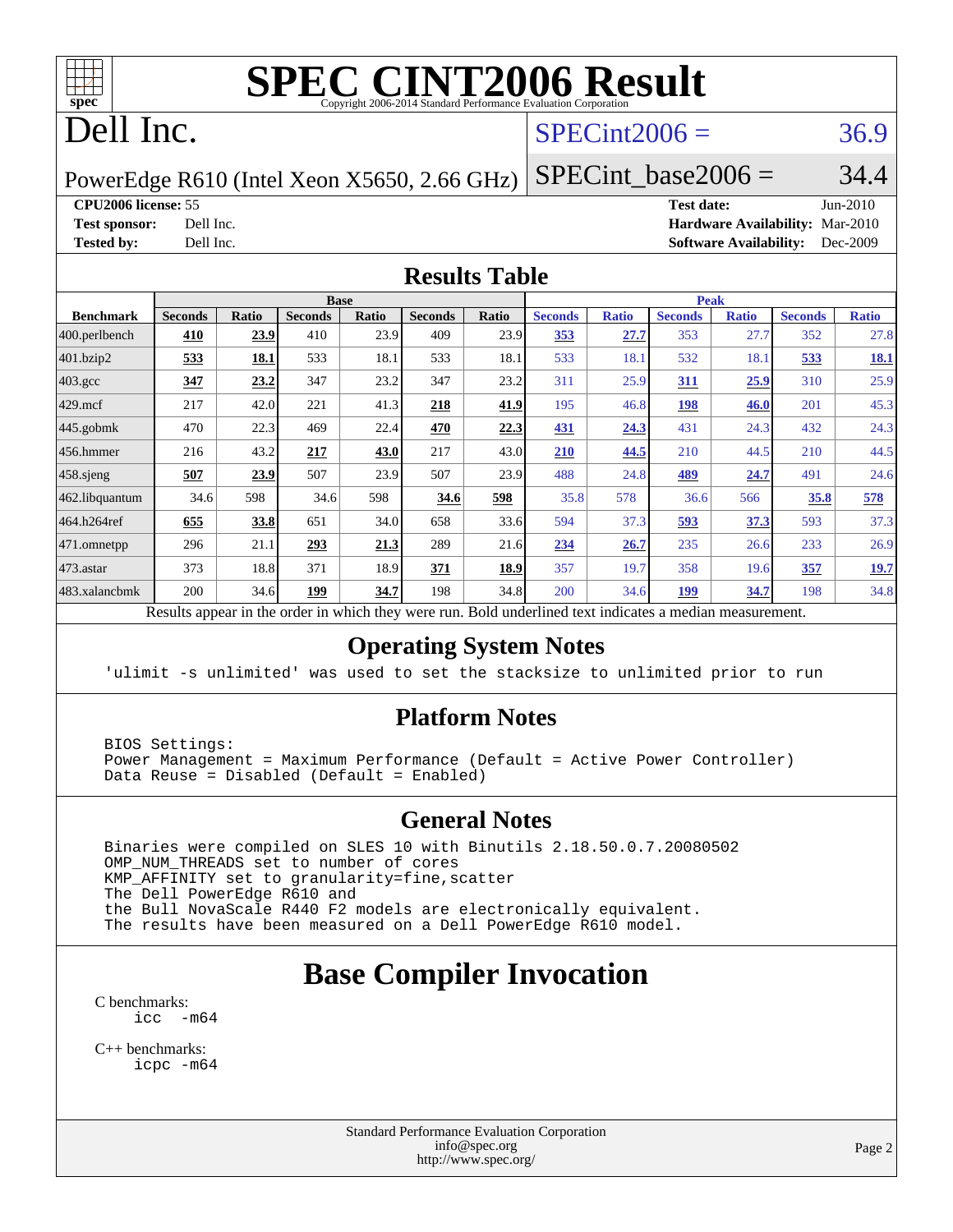# SPEC CINT2006 Result

Copyright 2006-2014 Standard Performance Evaluation Corporation

# Dell Inc.

PowerEdge R610 (Intel Xeon X5650, 2.66 GHz)

SPECint2006 = 36.9

SPECint_base2006 = 34.4

**CPU2006 license:** 55
**Test sponsor:** Dell Inc.
**Tested by:** Dell Inc.

**Test date:** Jun-2010
**Hardware Availability:** Mar-2010
**Software Availability:** Dec-2009

## Results Table

| Benchmark | Base | | | | | | Peak | | | | | |
|---|---|---|---|---|---|---|---|---|---|---|---|---|
| | Seconds | Ratio | Seconds | Ratio | Seconds | Ratio | Seconds | Ratio | Seconds | Ratio | Seconds | Ratio |
| 400.perlbench | **410** | **23.9** | 410 | 23.9 | 409 | 23.9 | **353** | **27.7** | 353 | 27.7 | 352 | 27.8 |
| 401.bzip2 | **533** | **18.1** | 533 | 18.1 | 533 | 18.1 | 533 | 18.1 | 532 | 18.1 | **533** | **18.1** |
| 403.gcc | **347** | **23.2** | 347 | 23.2 | 347 | 23.2 | 311 | 25.9 | **311** | **25.9** | 310 | 25.9 |
| 429.mcf | 217 | 42.0 | 221 | 41.3 | **218** | **41.9** | 195 | 46.8 | **198** | **46.0** | 201 | 45.3 |
| 445.gobmk | 470 | 22.3 | 469 | 22.4 | **470** | **22.3** | **431** | **24.3** | 431 | 24.3 | 432 | 24.3 |
| 456.hmmer | 216 | 43.2 | **217** | **43.0** | 217 | 43.0 | **210** | **44.5** | 210 | 44.5 | 210 | 44.5 |
| 458.sjeng | **507** | **23.9** | 507 | 23.9 | 507 | 23.9 | 488 | 24.8 | **489** | **24.7** | 491 | 24.6 |
| 462.libquantum | 34.6 | 598 | 34.6 | 598 | **34.6** | **598** | 35.8 | 578 | 36.6 | 566 | **35.8** | **578** |
| 464.h264ref | **655** | **33.8** | 651 | 34.0 | 658 | 33.6 | 594 | 37.3 | **593** | **37.3** | 593 | 37.3 |
| 471.omnetpp | 296 | 21.1 | **293** | **21.3** | 289 | 21.6 | **234** | **26.7** | 235 | 26.6 | 233 | 26.9 |
| 473.astar | 373 | 18.8 | 371 | 18.9 | **371** | **18.9** | 357 | 19.7 | 358 | 19.6 | **357** | **19.7** |
| 483.xalancbmk | 200 | 34.6 | **199** | **34.7** | 198 | 34.8 | 200 | 34.6 | **199** | **34.7** | 198 | 34.8 |

Results appear in the order in which they were run. Bold underlined text indicates a median measurement.

## Operating System Notes

```
'ulimit -s unlimited' was used to set the stacksize to unlimited prior to run
```

## Platform Notes

```
BIOS Settings:
Power Management = Maximum Performance (Default = Active Power Controller)
Data Reuse = Disabled (Default = Enabled)
```

## General Notes

```
Binaries were compiled on SLES 10 with Binutils 2.18.50.0.7.20080502
OMP_NUM_THREADS set to number of cores
KMP_AFFINITY set to granularity=fine,scatter
The Dell PowerEdge R610 and
the Bull NovaScale R440 F2 models are electronically equivalent.
The results have been measured on a Dell PowerEdge R610 model.
```

## Base Compiler Invocation

C benchmarks:
```
icc  -m64
```

C++ benchmarks:
```
icpc -m64
```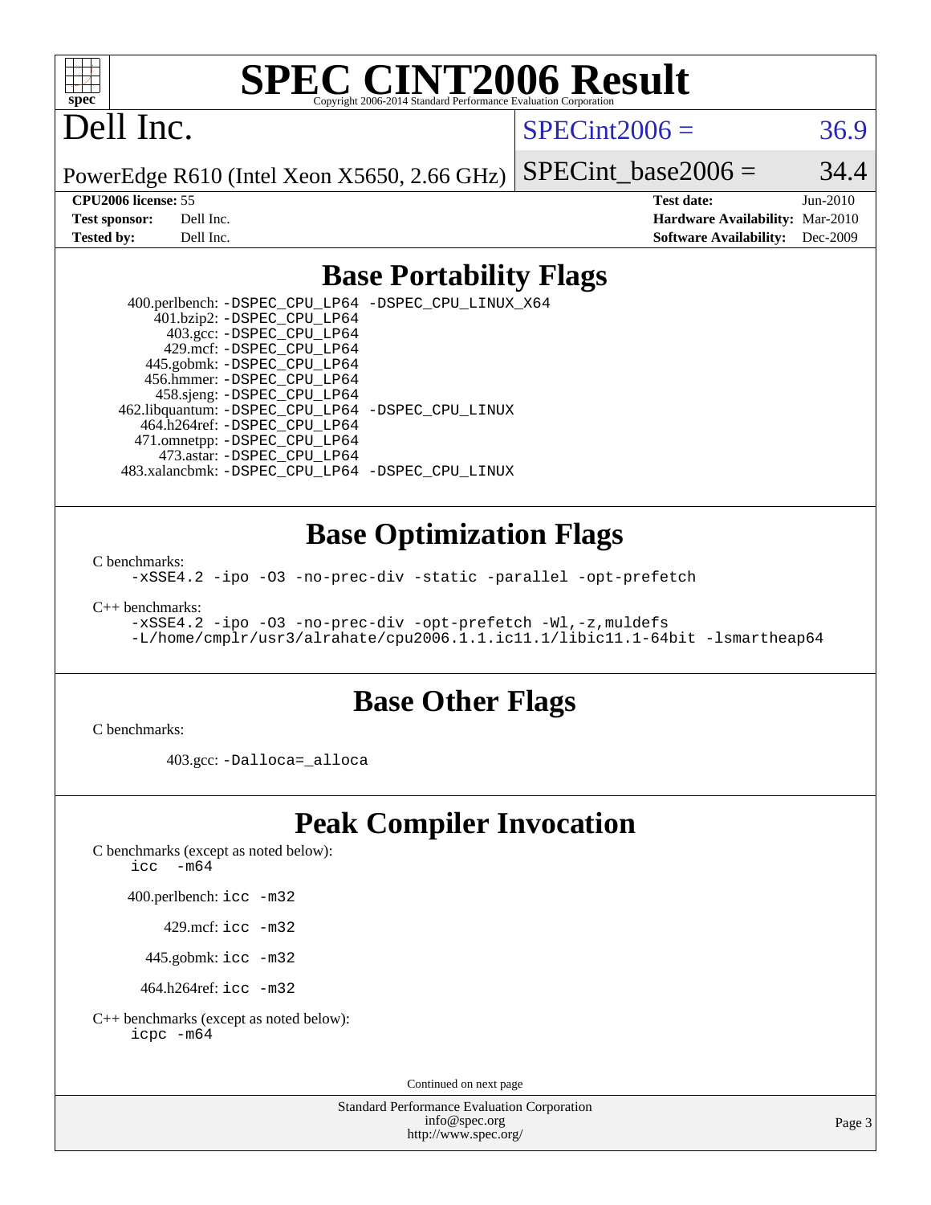# SPEC CINT2006 Result

Copyright 2006-2014 Standard Performance Evaluation Corporation

# Dell Inc.

PowerEdge R610 (Intel Xeon X5650, 2.66 GHz)

SPECint2006 = 36.9

SPECint_base2006 = 34.4

| | | | |
|---|---|---|---|
| **CPU2006 license:** | 55 | **Test date:** | Jun-2010 |
| **Test sponsor:** | Dell Inc. | **Hardware Availability:** | Mar-2010 |
| **Tested by:** | Dell Inc. | **Software Availability:** | Dec-2009 |

## Base Portability Flags

400.perlbench: `-DSPEC_CPU_LP64 -DSPEC_CPU_LINUX_X64`
401.bzip2: `-DSPEC_CPU_LP64`
403.gcc: `-DSPEC_CPU_LP64`
429.mcf: `-DSPEC_CPU_LP64`
445.gobmk: `-DSPEC_CPU_LP64`
456.hmmer: `-DSPEC_CPU_LP64`
458.sjeng: `-DSPEC_CPU_LP64`
462.libquantum: `-DSPEC_CPU_LP64 -DSPEC_CPU_LINUX`
464.h264ref: `-DSPEC_CPU_LP64`
471.omnetpp: `-DSPEC_CPU_LP64`
473.astar: `-DSPEC_CPU_LP64`
483.xalancbmk: `-DSPEC_CPU_LP64 -DSPEC_CPU_LINUX`

## Base Optimization Flags

C benchmarks:

```
-xSSE4.2 -ipo -O3 -no-prec-div -static -parallel -opt-prefetch
```

C++ benchmarks:

```
-xSSE4.2 -ipo -O3 -no-prec-div -opt-prefetch -Wl,-z,muldefs
-L/home/cmplr/usr3/alrahate/cpu2006.1.1.ic11.1/libic11.1-64bit -lsmartheap64
```

## Base Other Flags

C benchmarks:

403.gcc: `-Dalloca=_alloca`

## Peak Compiler Invocation

C benchmarks (except as noted below):

```
icc  -m64
```

400.perlbench: `icc -m32`

429.mcf: `icc -m32`

445.gobmk: `icc -m32`

464.h264ref: `icc -m32`

C++ benchmarks (except as noted below):

```
icpc -m64
```

Continued on next page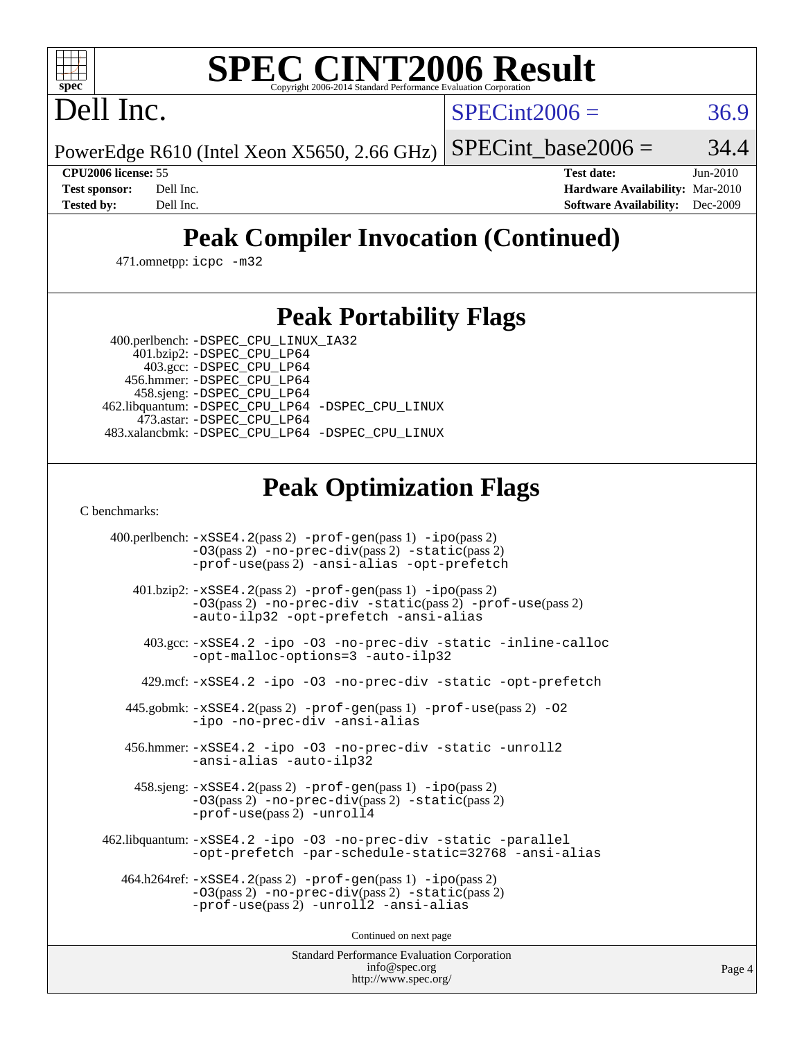# SPEC CINT2006 Result

Copyright 2006-2014 Standard Performance Evaluation Corporation

# Dell Inc.

PowerEdge R610 (Intel Xeon X5650, 2.66 GHz)

SPECint2006 = 36.9

SPECint_base2006 = 34.4

| | | | |
|---|---|---|---|
| **CPU2006 license:** 55 | | **Test date:** | Jun-2010 |
| **Test sponsor:** | Dell Inc. | **Hardware Availability:** | Mar-2010 |
| **Tested by:** | Dell Inc. | **Software Availability:** | Dec-2009 |

## Peak Compiler Invocation (Continued)

471.omnetpp: icpc -m32

## Peak Portability Flags

400.perlbench: -DSPEC_CPU_LINUX_IA32
401.bzip2: -DSPEC_CPU_LP64
403.gcc: -DSPEC_CPU_LP64
456.hmmer: -DSPEC_CPU_LP64
458.sjeng: -DSPEC_CPU_LP64
462.libquantum: -DSPEC_CPU_LP64 -DSPEC_CPU_LINUX
473.astar: -DSPEC_CPU_LP64
483.xalancbmk: -DSPEC_CPU_LP64 -DSPEC_CPU_LINUX

## Peak Optimization Flags

C benchmarks:

400.perlbench: -xSSE4.2(pass 2) -prof-gen(pass 1) -ipo(pass 2) -O3(pass 2) -no-prec-div(pass 2) -static(pass 2) -prof-use(pass 2) -ansi-alias -opt-prefetch

401.bzip2: -xSSE4.2(pass 2) -prof-gen(pass 1) -ipo(pass 2) -O3(pass 2) -no-prec-div -static(pass 2) -prof-use(pass 2) -auto-ilp32 -opt-prefetch -ansi-alias

403.gcc: -xSSE4.2 -ipo -O3 -no-prec-div -static -inline-calloc -opt-malloc-options=3 -auto-ilp32

429.mcf: -xSSE4.2 -ipo -O3 -no-prec-div -static -opt-prefetch

445.gobmk: -xSSE4.2(pass 2) -prof-gen(pass 1) -prof-use(pass 2) -O2 -ipo -no-prec-div -ansi-alias

456.hmmer: -xSSE4.2 -ipo -O3 -no-prec-div -static -unroll2 -ansi-alias -auto-ilp32

458.sjeng: -xSSE4.2(pass 2) -prof-gen(pass 1) -ipo(pass 2) -O3(pass 2) -no-prec-div(pass 2) -static(pass 2) -prof-use(pass 2) -unroll4

462.libquantum: -xSSE4.2 -ipo -O3 -no-prec-div -static -parallel -opt-prefetch -par-schedule-static=32768 -ansi-alias

464.h264ref: -xSSE4.2(pass 2) -prof-gen(pass 1) -ipo(pass 2) -O3(pass 2) -no-prec-div(pass 2) -static(pass 2) -prof-use(pass 2) -unroll2 -ansi-alias

Continued on next page

Standard Performance Evaluation Corporation
info@spec.org
http://www.spec.org/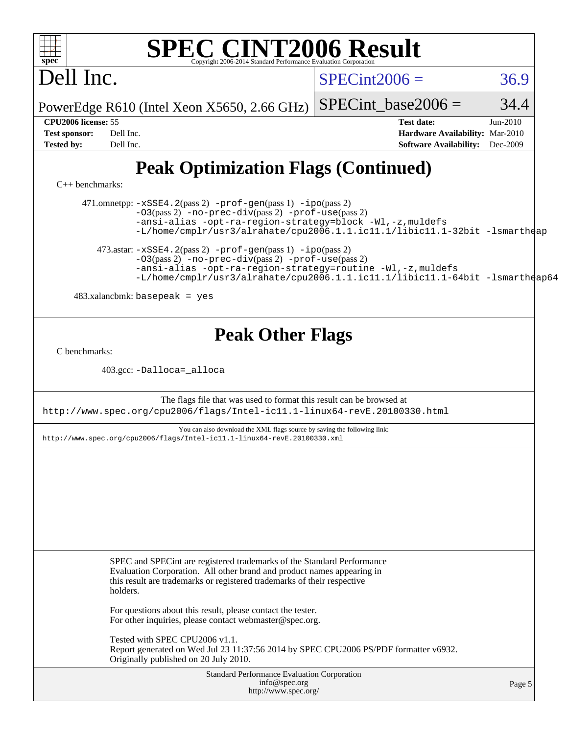# Peak Optimization Flags (Continued)

C++ benchmarks:

471.omnetpp: `-xSSE4.2`(pass 2) `-prof-gen`(pass 1) `-ipo`(pass 2) `-O3`(pass 2) `-no-prec-div`(pass 2) `-prof-use`(pass 2) `-ansi-alias` `-opt-ra-region-strategy=block` `-Wl,-z,muldefs` `-L/home/cmplr/usr3/alrahate/cpu2006.1.1.ic11.1/libic11.1-32bit` `-lsmartheap`

473.astar: `-xSSE4.2`(pass 2) `-prof-gen`(pass 1) `-ipo`(pass 2) `-O3`(pass 2) `-no-prec-div`(pass 2) `-prof-use`(pass 2) `-ansi-alias` `-opt-ra-region-strategy=routine` `-Wl,-z,muldefs` `-L/home/cmplr/usr3/alrahate/cpu2006.1.1.ic11.1/libic11.1-64bit` `-lsmartheap64`

483.xalancbmk: `basepeak = yes`

# Peak Other Flags

C benchmarks:

403.gcc: `-Dalloca=_alloca`

The flags file that was used to format this result can be browsed at
http://www.spec.org/cpu2006/flags/Intel-ic11.1-linux64-revE.20100330.html

You can also download the XML flags source by saving the following link:
http://www.spec.org/cpu2006/flags/Intel-ic11.1-linux64-revE.20100330.xml

SPEC and SPECint are registered trademarks of the Standard Performance Evaluation Corporation. All other brand and product names appearing in this result are trademarks or registered trademarks of their respective holders.

For questions about this result, please contact the tester.
For other inquiries, please contact webmaster@spec.org.

Tested with SPEC CPU2006 v1.1.
Report generated on Wed Jul 23 11:37:56 2014 by SPEC CPU2006 PS/PDF formatter v6932.
Originally published on 20 July 2010.